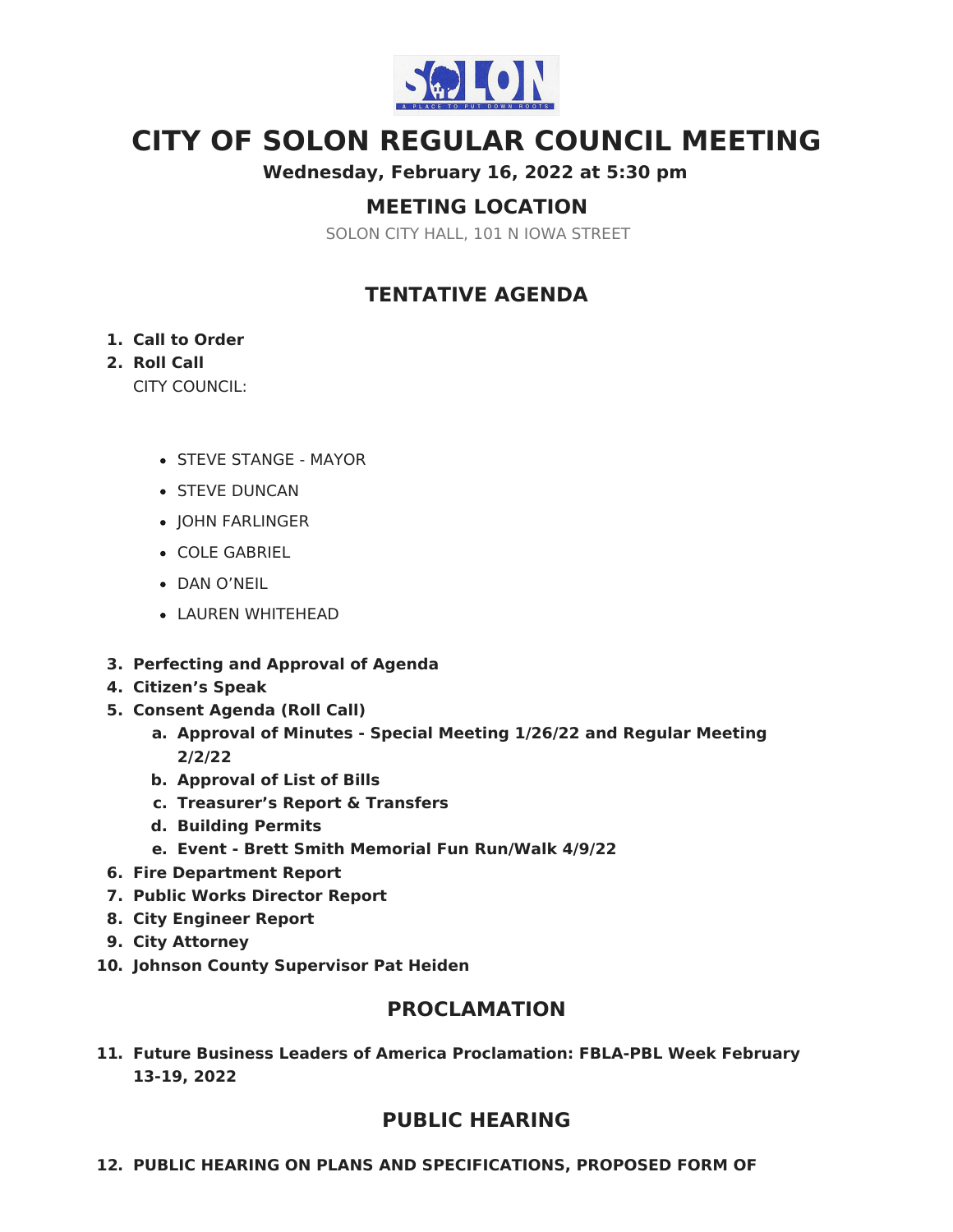# CITY OF SOLON REGULAR COUNCIL MEETING

**Wednesday, February 16, 2022 at 5:30 pm**

## MEETING LOCATION

SOLON CITY HALL, 101 N IOWA STREET

## TENTATIVE AGENDA

1. **Call to Order**
2. **Roll Call**

   CITY COUNCIL:

   - STEVE STANGE - MAYOR
   - STEVE DUNCAN
   - JOHN FARLINGER
   - COLE GABRIEL
   - DAN O'NEIL
   - LAUREN WHITEHEAD

3. **Perfecting and Approval of Agenda**
4. **Citizen's Speak**
5. **Consent Agenda (Roll Call)**
   a. **Approval of Minutes - Special Meeting 1/26/22 and Regular Meeting 2/2/22**
   b. **Approval of List of Bills**
   c. **Treasurer's Report & Transfers**
   d. **Building Permits**
   e. **Event - Brett Smith Memorial Fun Run/Walk 4/9/22**
6. **Fire Department Report**
7. **Public Works Director Report**
8. **City Engineer Report**
9. **City Attorney**
10. **Johnson County Supervisor Pat Heiden**

## PROCLAMATION

11. **Future Business Leaders of America Proclamation: FBLA-PBL Week February 13-19, 2022**

## PUBLIC HEARING

12. **PUBLIC HEARING ON PLANS AND SPECIFICATIONS, PROPOSED FORM OF**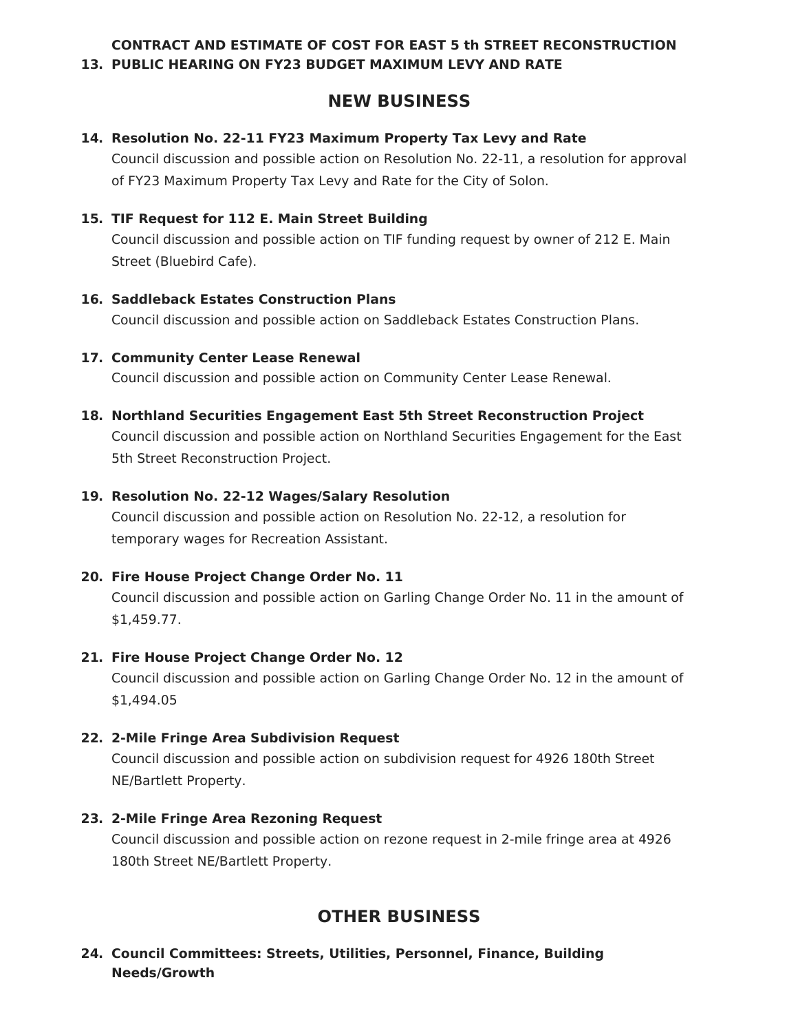**CONTRACT AND ESTIMATE OF COST FOR EAST 5 th STREET RECONSTRUCTION**

13. **PUBLIC HEARING ON FY23 BUDGET MAXIMUM LEVY AND RATE**

## NEW BUSINESS

14. **Resolution No. 22-11 FY23 Maximum Property Tax Levy and Rate**
    Council discussion and possible action on Resolution No. 22-11, a resolution for approval of FY23 Maximum Property Tax Levy and Rate for the City of Solon.

15. **TIF Request for 112 E. Main Street Building**
    Council discussion and possible action on TIF funding request by owner of 212 E. Main Street (Bluebird Cafe).

16. **Saddleback Estates Construction Plans**
    Council discussion and possible action on Saddleback Estates Construction Plans.

17. **Community Center Lease Renewal**
    Council discussion and possible action on Community Center Lease Renewal.

18. **Northland Securities Engagement East 5th Street Reconstruction Project**
    Council discussion and possible action on Northland Securities Engagement for the East 5th Street Reconstruction Project.

19. **Resolution No. 22-12 Wages/Salary Resolution**
    Council discussion and possible action on Resolution No. 22-12, a resolution for temporary wages for Recreation Assistant.

20. **Fire House Project Change Order No. 11**
    Council discussion and possible action on Garling Change Order No. 11 in the amount of $1,459.77.

21. **Fire House Project Change Order No. 12**
    Council discussion and possible action on Garling Change Order No. 12 in the amount of $1,494.05

22. **2-Mile Fringe Area Subdivision Request**
    Council discussion and possible action on subdivision request for 4926 180th Street NE/Bartlett Property.

23. **2-Mile Fringe Area Rezoning Request**
    Council discussion and possible action on rezone request in 2-mile fringe area at 4926 180th Street NE/Bartlett Property.

## OTHER BUSINESS

24. **Council Committees: Streets, Utilities, Personnel, Finance, Building Needs/Growth**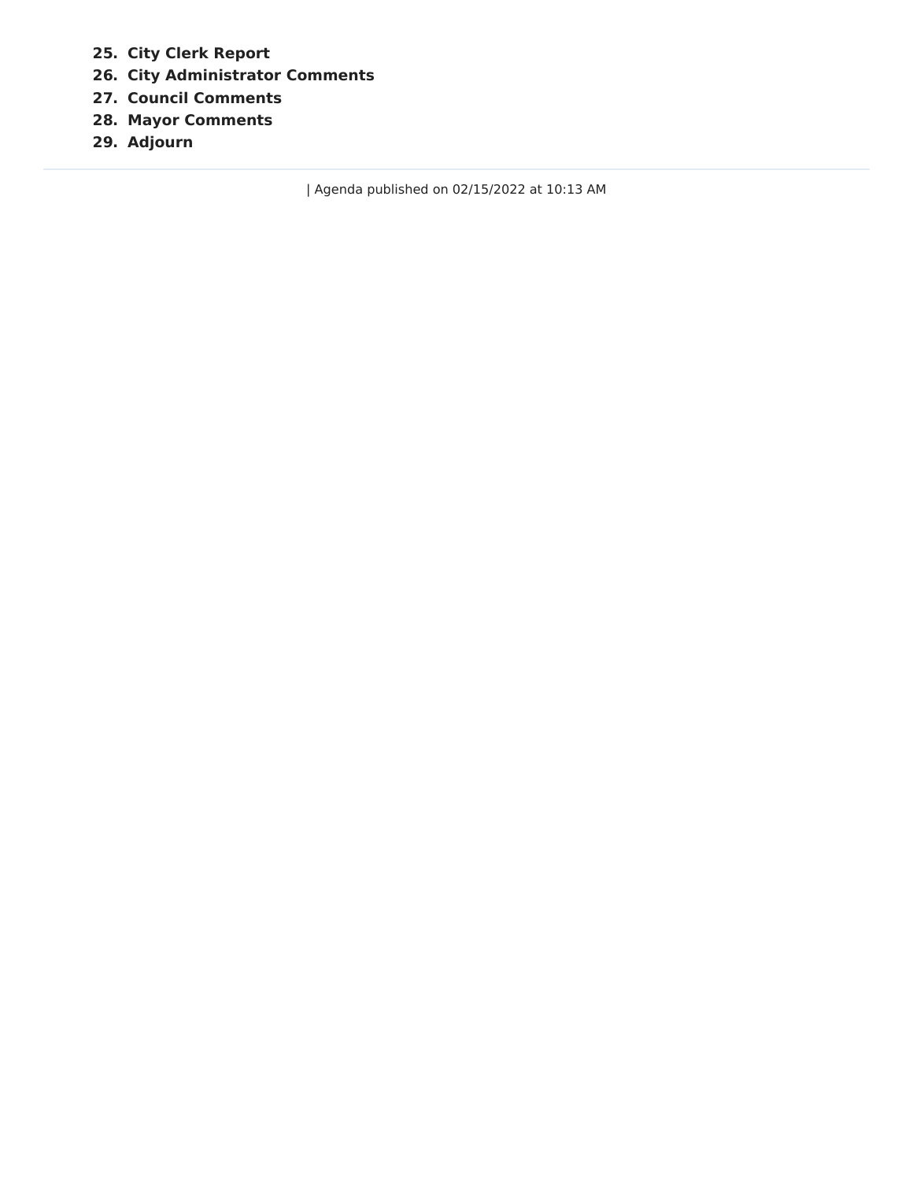25. **City Clerk Report**
26. **City Administrator Comments**
27. **Council Comments**
28. **Mayor Comments**
29. **Adjourn**

---

| Agenda published on 02/15/2022 at 10:13 AM